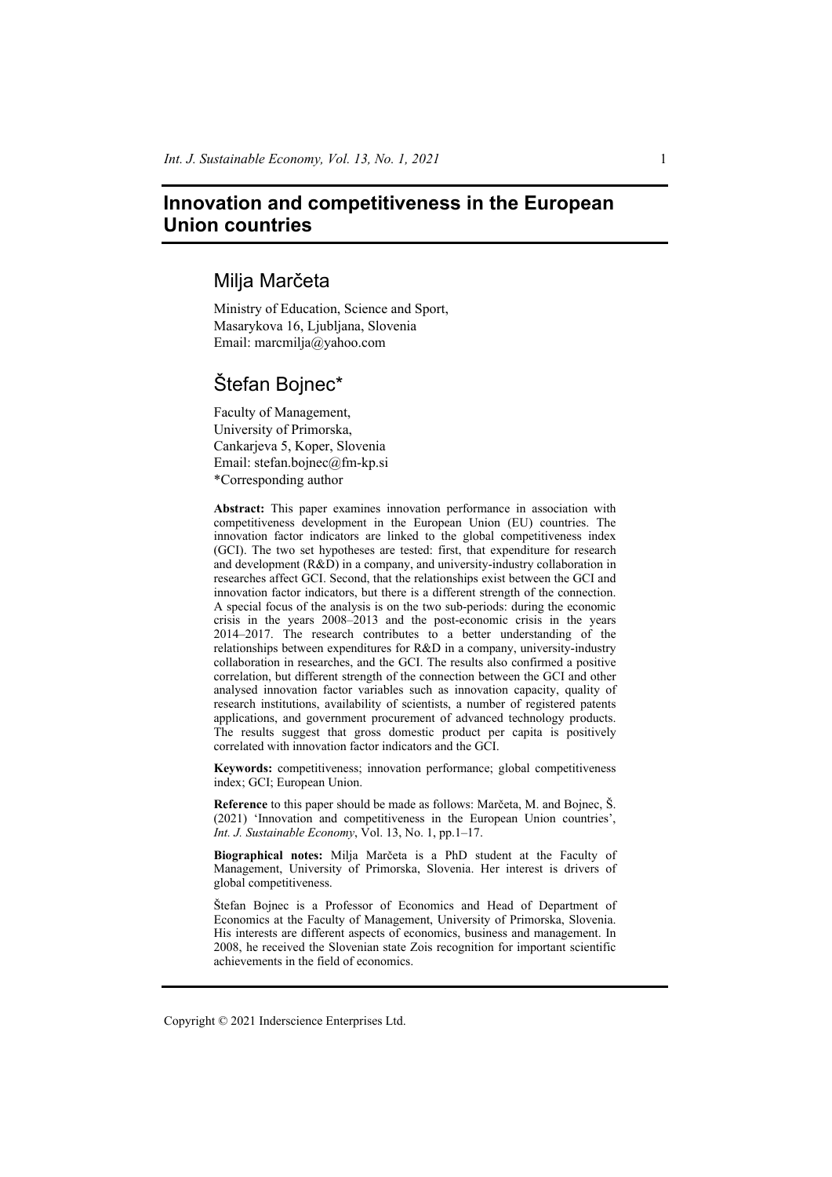# Innovation and competitiveness in the European Union countries

## Milja Marčeta

Ministry of Education, Science and Sport,
Masarykova 16, Ljubljana, Slovenia
Email: marcmilja@yahoo.com

## Štefan Bojnec*

Faculty of Management,
University of Primorska,
Cankarjeva 5, Koper, Slovenia
Email: stefan.bojnec@fm-kp.si
*Corresponding author

**Abstract:** This paper examines innovation performance in association with competitiveness development in the European Union (EU) countries. The innovation factor indicators are linked to the global competitiveness index (GCI). The two set hypotheses are tested: first, that expenditure for research and development (R&D) in a company, and university-industry collaboration in researches affect GCI. Second, that the relationships exist between the GCI and innovation factor indicators, but there is a different strength of the connection. A special focus of the analysis is on the two sub-periods: during the economic crisis in the years 2008–2013 and the post-economic crisis in the years 2014–2017. The research contributes to a better understanding of the relationships between expenditures for R&D in a company, university-industry collaboration in researches, and the GCI. The results also confirmed a positive correlation, but different strength of the connection between the GCI and other analysed innovation factor variables such as innovation capacity, quality of research institutions, availability of scientists, a number of registered patents applications, and government procurement of advanced technology products. The results suggest that gross domestic product per capita is positively correlated with innovation factor indicators and the GCI.

**Keywords:** competitiveness; innovation performance; global competitiveness index; GCI; European Union.

**Reference** to this paper should be made as follows: Marčeta, M. and Bojnec, Š. (2021) 'Innovation and competitiveness in the European Union countries', *Int. J. Sustainable Economy*, Vol. 13, No. 1, pp.1–17.

**Biographical notes:** Milja Marčeta is a PhD student at the Faculty of Management, University of Primorska, Slovenia. Her interest is drivers of global competitiveness.

Štefan Bojnec is a Professor of Economics and Head of Department of Economics at the Faculty of Management, University of Primorska, Slovenia. His interests are different aspects of economics, business and management. In 2008, he received the Slovenian state Zois recognition for important scientific achievements in the field of economics.

Copyright © 2021 Inderscience Enterprises Ltd.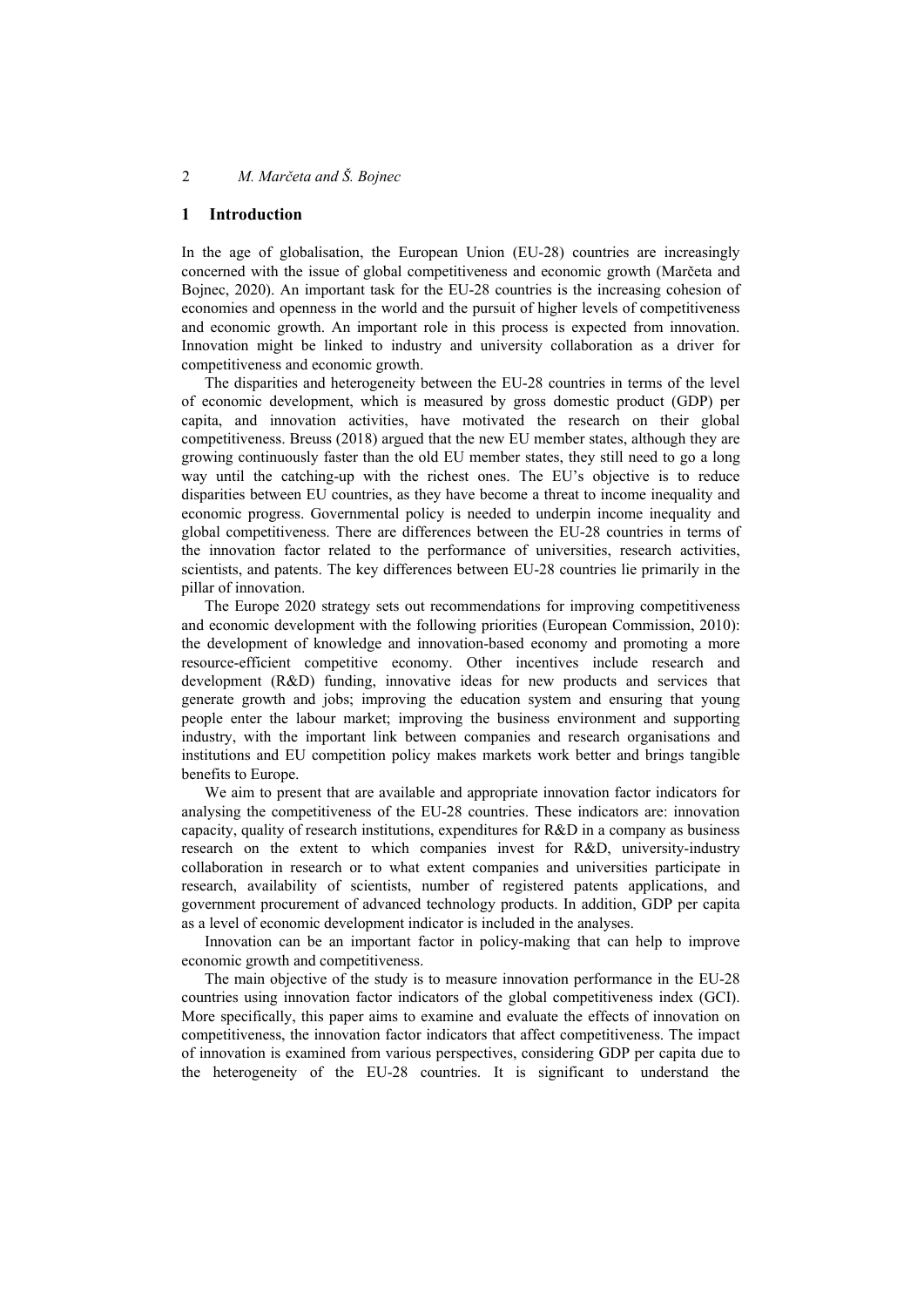## 1 Introduction

In the age of globalisation, the European Union (EU-28) countries are increasingly concerned with the issue of global competitiveness and economic growth (Marčeta and Bojnec, 2020). An important task for the EU-28 countries is the increasing cohesion of economies and openness in the world and the pursuit of higher levels of competitiveness and economic growth. An important role in this process is expected from innovation. Innovation might be linked to industry and university collaboration as a driver for competitiveness and economic growth.

The disparities and heterogeneity between the EU-28 countries in terms of the level of economic development, which is measured by gross domestic product (GDP) per capita, and innovation activities, have motivated the research on their global competitiveness. Breuss (2018) argued that the new EU member states, although they are growing continuously faster than the old EU member states, they still need to go a long way until the catching-up with the richest ones. The EU's objective is to reduce disparities between EU countries, as they have become a threat to income inequality and economic progress. Governmental policy is needed to underpin income inequality and global competitiveness. There are differences between the EU-28 countries in terms of the innovation factor related to the performance of universities, research activities, scientists, and patents. The key differences between EU-28 countries lie primarily in the pillar of innovation.

The Europe 2020 strategy sets out recommendations for improving competitiveness and economic development with the following priorities (European Commission, 2010): the development of knowledge and innovation-based economy and promoting a more resource-efficient competitive economy. Other incentives include research and development (R&D) funding, innovative ideas for new products and services that generate growth and jobs; improving the education system and ensuring that young people enter the labour market; improving the business environment and supporting industry, with the important link between companies and research organisations and institutions and EU competition policy makes markets work better and brings tangible benefits to Europe.

We aim to present that are available and appropriate innovation factor indicators for analysing the competitiveness of the EU-28 countries. These indicators are: innovation capacity, quality of research institutions, expenditures for R&D in a company as business research on the extent to which companies invest for R&D, university-industry collaboration in research or to what extent companies and universities participate in research, availability of scientists, number of registered patents applications, and government procurement of advanced technology products. In addition, GDP per capita as a level of economic development indicator is included in the analyses.

Innovation can be an important factor in policy-making that can help to improve economic growth and competitiveness.

The main objective of the study is to measure innovation performance in the EU-28 countries using innovation factor indicators of the global competitiveness index (GCI). More specifically, this paper aims to examine and evaluate the effects of innovation on competitiveness, the innovation factor indicators that affect competitiveness. The impact of innovation is examined from various perspectives, considering GDP per capita due to the heterogeneity of the EU-28 countries. It is significant to understand the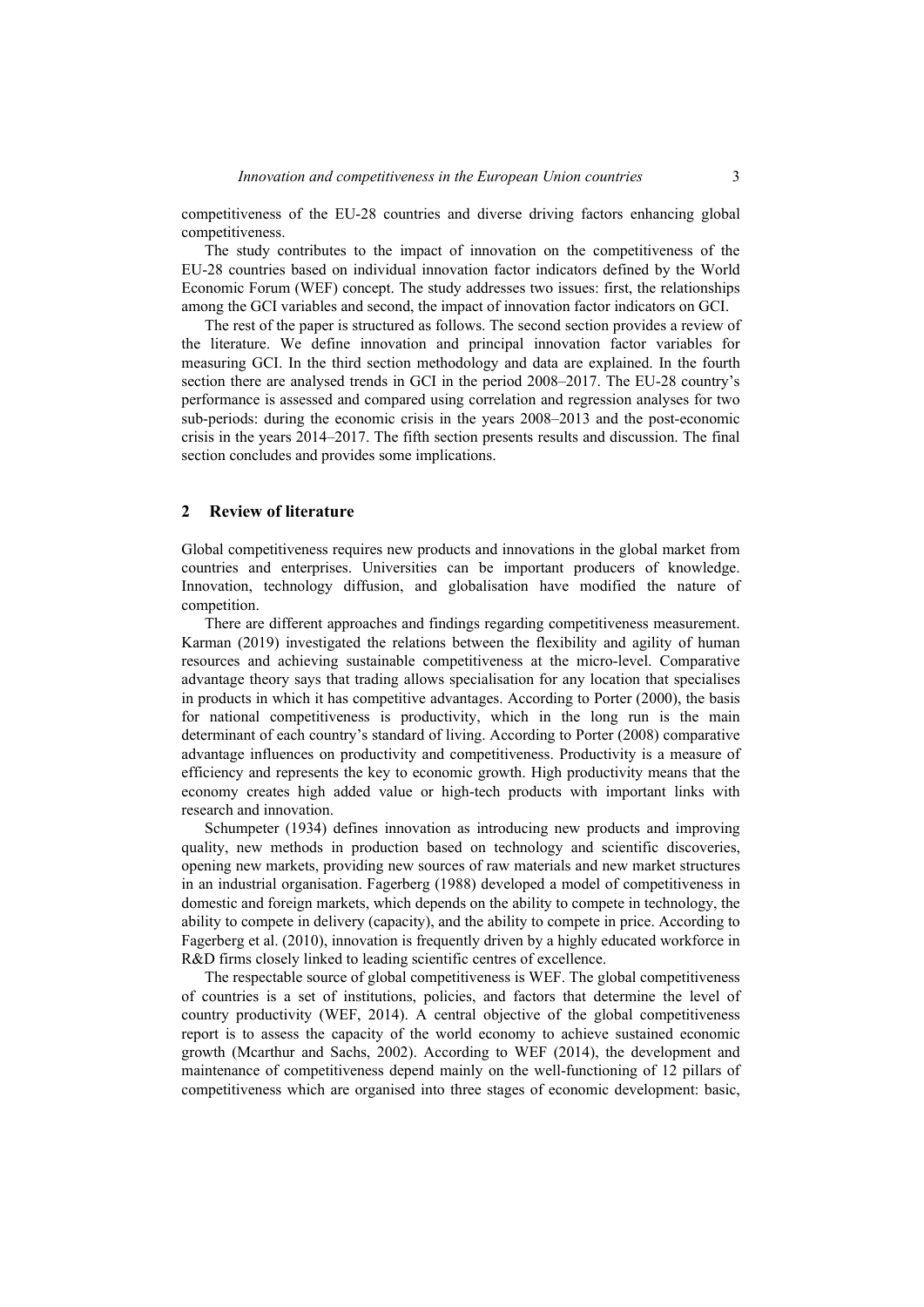competitiveness of the EU-28 countries and diverse driving factors enhancing global competitiveness.

The study contributes to the impact of innovation on the competitiveness of the EU-28 countries based on individual innovation factor indicators defined by the World Economic Forum (WEF) concept. The study addresses two issues: first, the relationships among the GCI variables and second, the impact of innovation factor indicators on GCI.

The rest of the paper is structured as follows. The second section provides a review of the literature. We define innovation and principal innovation factor variables for measuring GCI. In the third section methodology and data are explained. In the fourth section there are analysed trends in GCI in the period 2008–2017. The EU-28 country's performance is assessed and compared using correlation and regression analyses for two sub-periods: during the economic crisis in the years 2008–2013 and the post-economic crisis in the years 2014–2017. The fifth section presents results and discussion. The final section concludes and provides some implications.

## 2 Review of literature

Global competitiveness requires new products and innovations in the global market from countries and enterprises. Universities can be important producers of knowledge. Innovation, technology diffusion, and globalisation have modified the nature of competition.

There are different approaches and findings regarding competitiveness measurement. Karman (2019) investigated the relations between the flexibility and agility of human resources and achieving sustainable competitiveness at the micro-level. Comparative advantage theory says that trading allows specialisation for any location that specialises in products in which it has competitive advantages. According to Porter (2000), the basis for national competitiveness is productivity, which in the long run is the main determinant of each country's standard of living. According to Porter (2008) comparative advantage influences on productivity and competitiveness. Productivity is a measure of efficiency and represents the key to economic growth. High productivity means that the economy creates high added value or high-tech products with important links with research and innovation.

Schumpeter (1934) defines innovation as introducing new products and improving quality, new methods in production based on technology and scientific discoveries, opening new markets, providing new sources of raw materials and new market structures in an industrial organisation. Fagerberg (1988) developed a model of competitiveness in domestic and foreign markets, which depends on the ability to compete in technology, the ability to compete in delivery (capacity), and the ability to compete in price. According to Fagerberg et al. (2010), innovation is frequently driven by a highly educated workforce in R&D firms closely linked to leading scientific centres of excellence.

The respectable source of global competitiveness is WEF. The global competitiveness of countries is a set of institutions, policies, and factors that determine the level of country productivity (WEF, 2014). A central objective of the global competitiveness report is to assess the capacity of the world economy to achieve sustained economic growth (Mcarthur and Sachs, 2002). According to WEF (2014), the development and maintenance of competitiveness depend mainly on the well-functioning of 12 pillars of competitiveness which are organised into three stages of economic development: basic,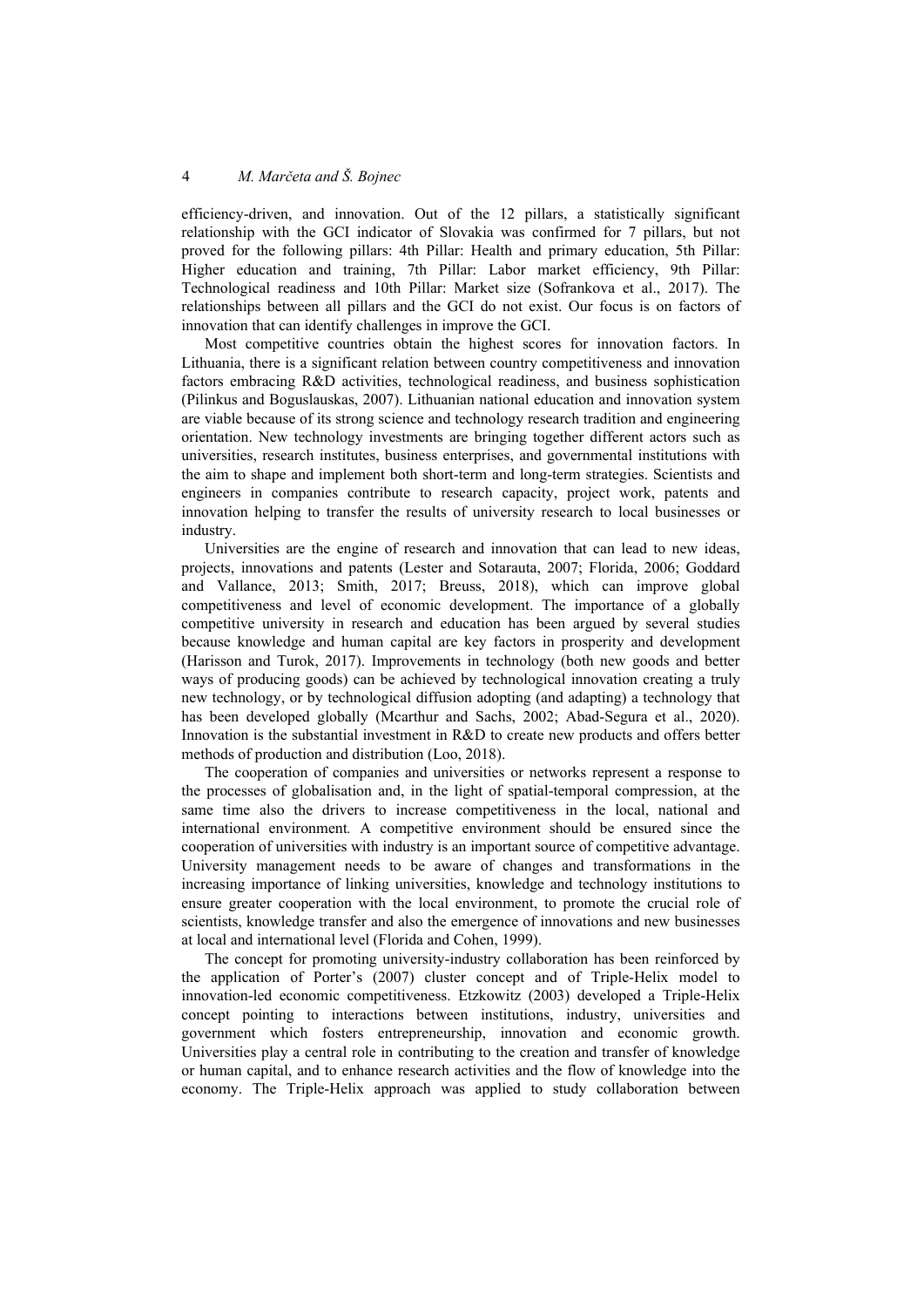efficiency-driven, and innovation. Out of the 12 pillars, a statistically significant relationship with the GCI indicator of Slovakia was confirmed for 7 pillars, but not proved for the following pillars: 4th Pillar: Health and primary education, 5th Pillar: Higher education and training, 7th Pillar: Labor market efficiency, 9th Pillar: Technological readiness and 10th Pillar: Market size (Sofrankova et al., 2017). The relationships between all pillars and the GCI do not exist. Our focus is on factors of innovation that can identify challenges in improve the GCI.

Most competitive countries obtain the highest scores for innovation factors. In Lithuania, there is a significant relation between country competitiveness and innovation factors embracing R&D activities, technological readiness, and business sophistication (Pilinkus and Boguslauskas, 2007). Lithuanian national education and innovation system are viable because of its strong science and technology research tradition and engineering orientation. New technology investments are bringing together different actors such as universities, research institutes, business enterprises, and governmental institutions with the aim to shape and implement both short-term and long-term strategies. Scientists and engineers in companies contribute to research capacity, project work, patents and innovation helping to transfer the results of university research to local businesses or industry.

Universities are the engine of research and innovation that can lead to new ideas, projects, innovations and patents (Lester and Sotarauta, 2007; Florida, 2006; Goddard and Vallance, 2013; Smith, 2017; Breuss, 2018), which can improve global competitiveness and level of economic development. The importance of a globally competitive university in research and education has been argued by several studies because knowledge and human capital are key factors in prosperity and development (Harisson and Turok, 2017). Improvements in technology (both new goods and better ways of producing goods) can be achieved by technological innovation creating a truly new technology, or by technological diffusion adopting (and adapting) a technology that has been developed globally (Mcarthur and Sachs, 2002; Abad-Segura et al., 2020). Innovation is the substantial investment in R&D to create new products and offers better methods of production and distribution (Loo, 2018).

The cooperation of companies and universities or networks represent a response to the processes of globalisation and, in the light of spatial-temporal compression, at the same time also the drivers to increase competitiveness in the local, national and international environment. A competitive environment should be ensured since the cooperation of universities with industry is an important source of competitive advantage. University management needs to be aware of changes and transformations in the increasing importance of linking universities, knowledge and technology institutions to ensure greater cooperation with the local environment, to promote the crucial role of scientists, knowledge transfer and also the emergence of innovations and new businesses at local and international level (Florida and Cohen, 1999).

The concept for promoting university-industry collaboration has been reinforced by the application of Porter's (2007) cluster concept and of Triple-Helix model to innovation-led economic competitiveness. Etzkowitz (2003) developed a Triple-Helix concept pointing to interactions between institutions, industry, universities and government which fosters entrepreneurship, innovation and economic growth. Universities play a central role in contributing to the creation and transfer of knowledge or human capital, and to enhance research activities and the flow of knowledge into the economy. The Triple-Helix approach was applied to study collaboration between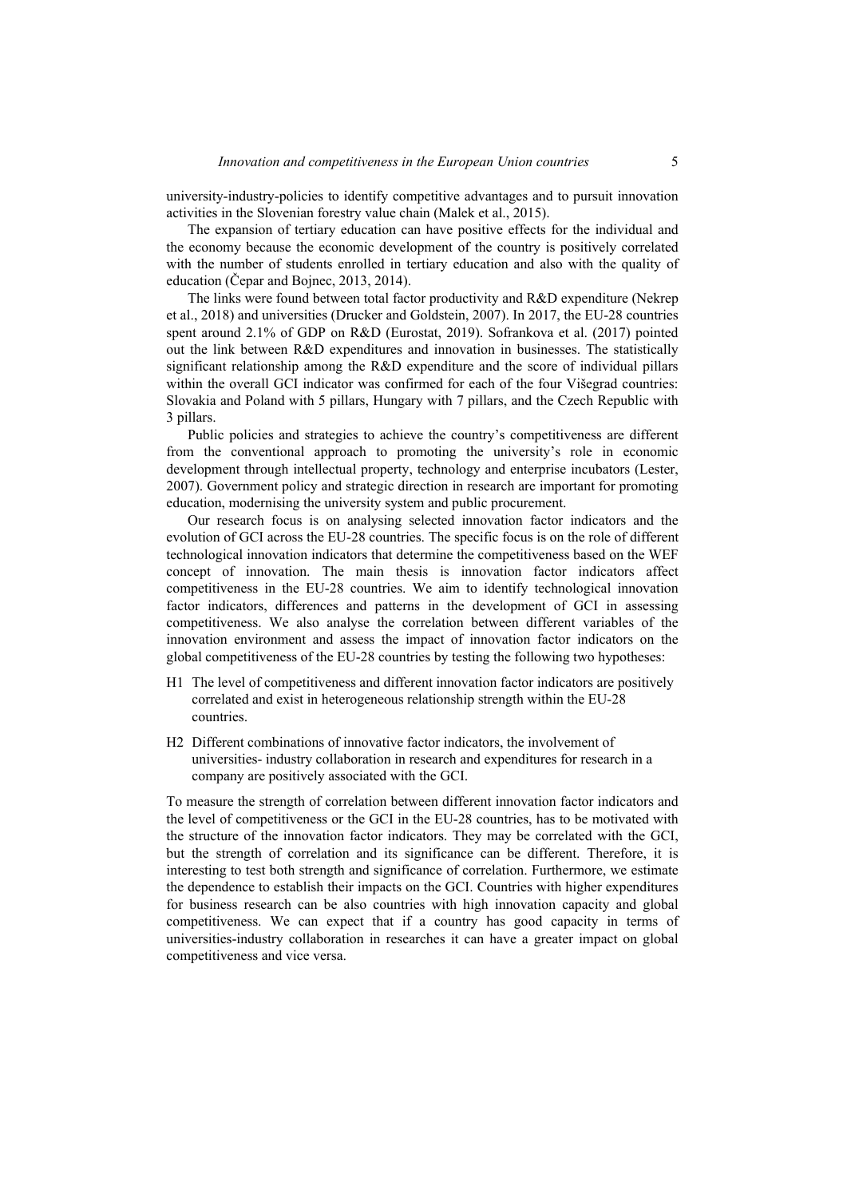university-industry-policies to identify competitive advantages and to pursuit innovation activities in the Slovenian forestry value chain (Malek et al., 2015).

The expansion of tertiary education can have positive effects for the individual and the economy because the economic development of the country is positively correlated with the number of students enrolled in tertiary education and also with the quality of education (Čepar and Bojnec, 2013, 2014).

The links were found between total factor productivity and R&D expenditure (Nekrep et al., 2018) and universities (Drucker and Goldstein, 2007). In 2017, the EU-28 countries spent around 2.1% of GDP on R&D (Eurostat, 2019). Sofrankova et al. (2017) pointed out the link between R&D expenditures and innovation in businesses. The statistically significant relationship among the R&D expenditure and the score of individual pillars within the overall GCI indicator was confirmed for each of the four Višegrad countries: Slovakia and Poland with 5 pillars, Hungary with 7 pillars, and the Czech Republic with 3 pillars.

Public policies and strategies to achieve the country's competitiveness are different from the conventional approach to promoting the university's role in economic development through intellectual property, technology and enterprise incubators (Lester, 2007). Government policy and strategic direction in research are important for promoting education, modernising the university system and public procurement.

Our research focus is on analysing selected innovation factor indicators and the evolution of GCI across the EU-28 countries. The specific focus is on the role of different technological innovation indicators that determine the competitiveness based on the WEF concept of innovation. The main thesis is innovation factor indicators affect competitiveness in the EU-28 countries. We aim to identify technological innovation factor indicators, differences and patterns in the development of GCI in assessing competitiveness. We also analyse the correlation between different variables of the innovation environment and assess the impact of innovation factor indicators on the global competitiveness of the EU-28 countries by testing the following two hypotheses:

- H1 The level of competitiveness and different innovation factor indicators are positively correlated and exist in heterogeneous relationship strength within the EU-28 countries.
- H2 Different combinations of innovative factor indicators, the involvement of universities- industry collaboration in research and expenditures for research in a company are positively associated with the GCI.

To measure the strength of correlation between different innovation factor indicators and the level of competitiveness or the GCI in the EU-28 countries, has to be motivated with the structure of the innovation factor indicators. They may be correlated with the GCI, but the strength of correlation and its significance can be different. Therefore, it is interesting to test both strength and significance of correlation. Furthermore, we estimate the dependence to establish their impacts on the GCI. Countries with higher expenditures for business research can be also countries with high innovation capacity and global competitiveness. We can expect that if a country has good capacity in terms of universities-industry collaboration in researches it can have a greater impact on global competitiveness and vice versa.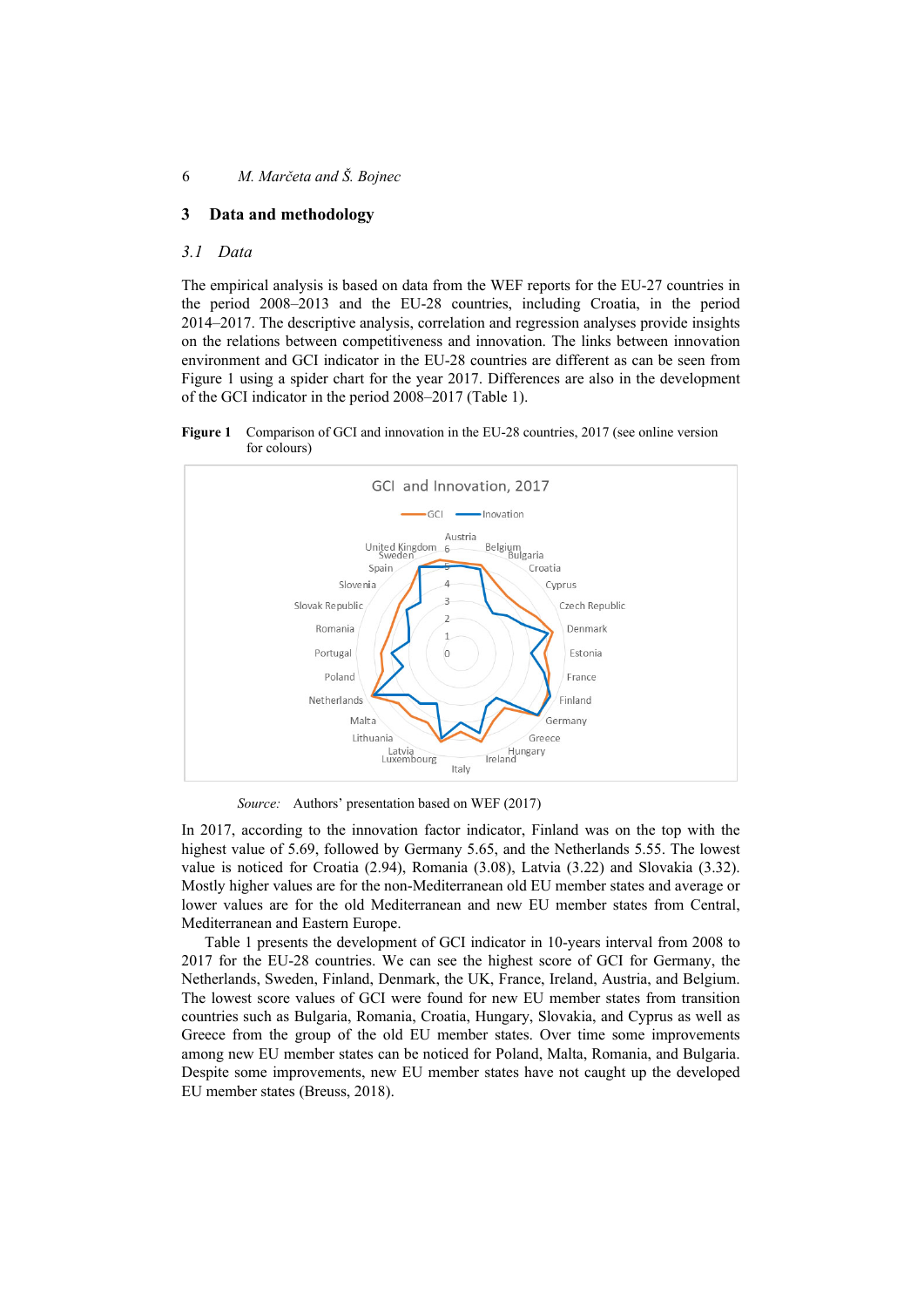## 3 Data and methodology

### 3.1 Data

The empirical analysis is based on data from the WEF reports for the EU-27 countries in the period 2008–2013 and the EU-28 countries, including Croatia, in the period 2014–2017. The descriptive analysis, correlation and regression analyses provide insights on the relations between competitiveness and innovation. The links between innovation environment and GCI indicator in the EU-28 countries are different as can be seen from Figure 1 using a spider chart for the year 2017. Differences are also in the development of the GCI indicator in the period 2008–2017 (Table 1).

**Figure 1** Comparison of GCI and innovation in the EU-28 countries, 2017 (see online version for colours)

*Source:* Authors' presentation based on WEF (2017)

In 2017, according to the innovation factor indicator, Finland was on the top with the highest value of 5.69, followed by Germany 5.65, and the Netherlands 5.55. The lowest value is noticed for Croatia (2.94), Romania (3.08), Latvia (3.22) and Slovakia (3.32). Mostly higher values are for the non-Mediterranean old EU member states and average or lower values are for the old Mediterranean and new EU member states from Central, Mediterranean and Eastern Europe.

Table 1 presents the development of GCI indicator in 10-years interval from 2008 to 2017 for the EU-28 countries. We can see the highest score of GCI for Germany, the Netherlands, Sweden, Finland, Denmark, the UK, France, Ireland, Austria, and Belgium. The lowest score values of GCI were found for new EU member states from transition countries such as Bulgaria, Romania, Croatia, Hungary, Slovakia, and Cyprus as well as Greece from the group of the old EU member states. Over time some improvements among new EU member states can be noticed for Poland, Malta, Romania, and Bulgaria. Despite some improvements, new EU member states have not caught up the developed EU member states (Breuss, 2018).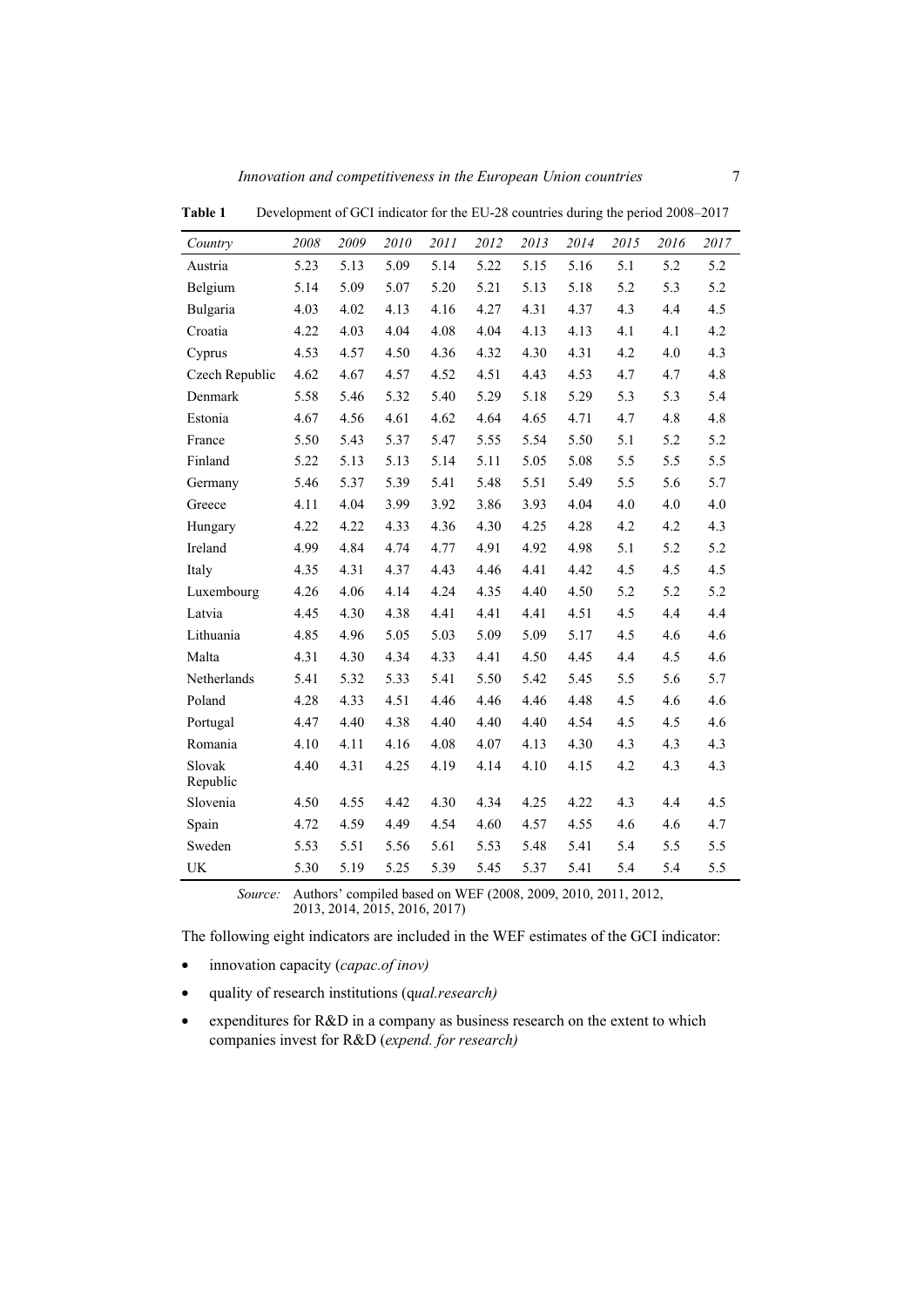**Table 1** Development of GCI indicator for the EU-28 countries during the period 2008–2017

| *Country* | *2008* | *2009* | *2010* | *2011* | *2012* | *2013* | *2014* | *2015* | *2016* | *2017* |
|---|---|---|---|---|---|---|---|---|---|---|
| Austria | 5.23 | 5.13 | 5.09 | 5.14 | 5.22 | 5.15 | 5.16 | 5.1 | 5.2 | 5.2 |
| Belgium | 5.14 | 5.09 | 5.07 | 5.20 | 5.21 | 5.13 | 5.18 | 5.2 | 5.3 | 5.2 |
| Bulgaria | 4.03 | 4.02 | 4.13 | 4.16 | 4.27 | 4.31 | 4.37 | 4.3 | 4.4 | 4.5 |
| Croatia | 4.22 | 4.03 | 4.04 | 4.08 | 4.04 | 4.13 | 4.13 | 4.1 | 4.1 | 4.2 |
| Cyprus | 4.53 | 4.57 | 4.50 | 4.36 | 4.32 | 4.30 | 4.31 | 4.2 | 4.0 | 4.3 |
| Czech Republic | 4.62 | 4.67 | 4.57 | 4.52 | 4.51 | 4.43 | 4.53 | 4.7 | 4.7 | 4.8 |
| Denmark | 5.58 | 5.46 | 5.32 | 5.40 | 5.29 | 5.18 | 5.29 | 5.3 | 5.3 | 5.4 |
| Estonia | 4.67 | 4.56 | 4.61 | 4.62 | 4.64 | 4.65 | 4.71 | 4.7 | 4.8 | 4.8 |
| France | 5.50 | 5.43 | 5.37 | 5.47 | 5.55 | 5.54 | 5.50 | 5.1 | 5.2 | 5.2 |
| Finland | 5.22 | 5.13 | 5.13 | 5.14 | 5.11 | 5.05 | 5.08 | 5.5 | 5.5 | 5.5 |
| Germany | 5.46 | 5.37 | 5.39 | 5.41 | 5.48 | 5.51 | 5.49 | 5.5 | 5.6 | 5.7 |
| Greece | 4.11 | 4.04 | 3.99 | 3.92 | 3.86 | 3.93 | 4.04 | 4.0 | 4.0 | 4.0 |
| Hungary | 4.22 | 4.22 | 4.33 | 4.36 | 4.30 | 4.25 | 4.28 | 4.2 | 4.2 | 4.3 |
| Ireland | 4.99 | 4.84 | 4.74 | 4.77 | 4.91 | 4.92 | 4.98 | 5.1 | 5.2 | 5.2 |
| Italy | 4.35 | 4.31 | 4.37 | 4.43 | 4.46 | 4.41 | 4.42 | 4.5 | 4.5 | 4.5 |
| Luxembourg | 4.26 | 4.06 | 4.14 | 4.24 | 4.35 | 4.40 | 4.50 | 5.2 | 5.2 | 5.2 |
| Latvia | 4.45 | 4.30 | 4.38 | 4.41 | 4.41 | 4.41 | 4.51 | 4.5 | 4.4 | 4.4 |
| Lithuania | 4.85 | 4.96 | 5.05 | 5.03 | 5.09 | 5.09 | 5.17 | 4.5 | 4.6 | 4.6 |
| Malta | 4.31 | 4.30 | 4.34 | 4.33 | 4.41 | 4.50 | 4.45 | 4.4 | 4.5 | 4.6 |
| Netherlands | 5.41 | 5.32 | 5.33 | 5.41 | 5.50 | 5.42 | 5.45 | 5.5 | 5.6 | 5.7 |
| Poland | 4.28 | 4.33 | 4.51 | 4.46 | 4.46 | 4.46 | 4.48 | 4.5 | 4.6 | 4.6 |
| Portugal | 4.47 | 4.40 | 4.38 | 4.40 | 4.40 | 4.40 | 4.54 | 4.5 | 4.5 | 4.6 |
| Romania | 4.10 | 4.11 | 4.16 | 4.08 | 4.07 | 4.13 | 4.30 | 4.3 | 4.3 | 4.3 |
| Slovak Republic | 4.40 | 4.31 | 4.25 | 4.19 | 4.14 | 4.10 | 4.15 | 4.2 | 4.3 | 4.3 |
| Slovenia | 4.50 | 4.55 | 4.42 | 4.30 | 4.34 | 4.25 | 4.22 | 4.3 | 4.4 | 4.5 |
| Spain | 4.72 | 4.59 | 4.49 | 4.54 | 4.60 | 4.57 | 4.55 | 4.6 | 4.6 | 4.7 |
| Sweden | 5.53 | 5.51 | 5.56 | 5.61 | 5.53 | 5.48 | 5.41 | 5.4 | 5.5 | 5.5 |
| UK | 5.30 | 5.19 | 5.25 | 5.39 | 5.45 | 5.37 | 5.41 | 5.4 | 5.4 | 5.5 |

*Source:* Authors' compiled based on WEF (2008, 2009, 2010, 2011, 2012, 2013, 2014, 2015, 2016, 2017)

The following eight indicators are included in the WEF estimates of the GCI indicator:

- innovation capacity (*capac.of inov)*
- quality of research institutions (q*ual.research)*
- expenditures for R&D in a company as business research on the extent to which companies invest for R&D (*expend. for research)*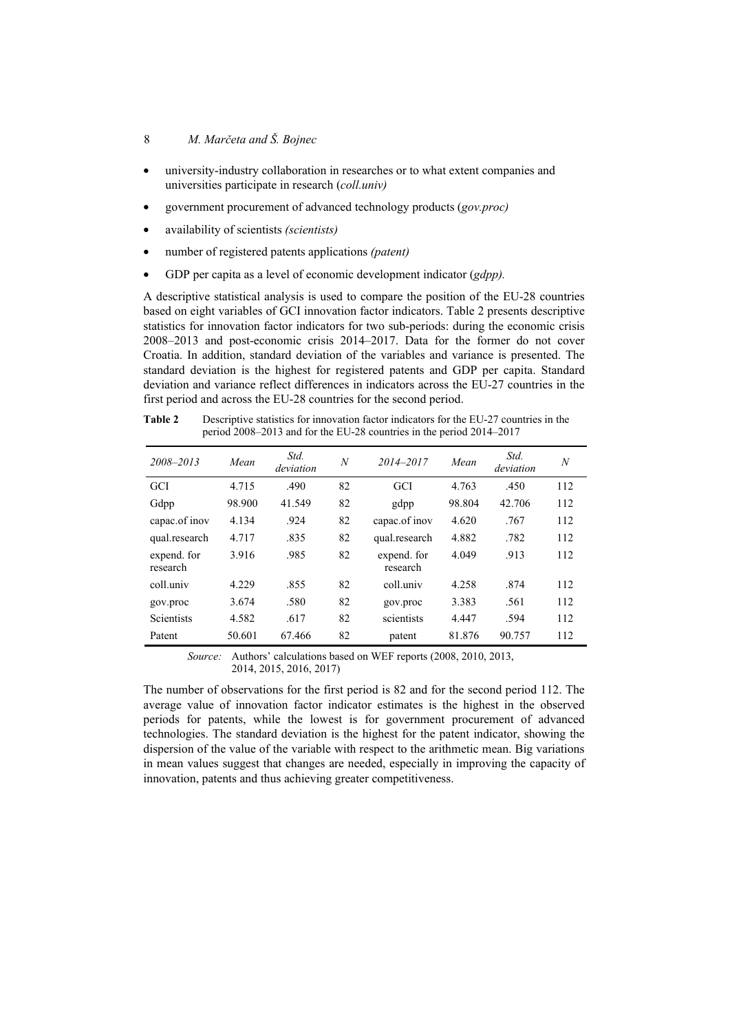- university-industry collaboration in researches or to what extent companies and universities participate in research (*coll.univ)*
- government procurement of advanced technology products (*gov.proc)*
- availability of scientists *(scientists)*
- number of registered patents applications *(patent)*
- GDP per capita as a level of economic development indicator (*gdpp).*

A descriptive statistical analysis is used to compare the position of the EU-28 countries based on eight variables of GCI innovation factor indicators. Table 2 presents descriptive statistics for innovation factor indicators for two sub-periods: during the economic crisis 2008–2013 and post-economic crisis 2014–2017. Data for the former do not cover Croatia. In addition, standard deviation of the variables and variance is presented. The standard deviation is the highest for registered patents and GDP per capita. Standard deviation and variance reflect differences in indicators across the EU-27 countries in the first period and across the EU-28 countries for the second period.

**Table 2** Descriptive statistics for innovation factor indicators for the EU-27 countries in the period 2008–2013 and for the EU-28 countries in the period 2014–2017

| *2008–2013* | *Mean* | *Std. deviation* | *N* | *2014–2017* | *Mean* | *Std. deviation* | *N* |
|---|---|---|---|---|---|---|---|
| GCI | 4.715 | .490 | 82 | GCI | 4.763 | .450 | 112 |
| Gdpp | 98.900 | 41.549 | 82 | gdpp | 98.804 | 42.706 | 112 |
| capac.of inov | 4.134 | .924 | 82 | capac.of inov | 4.620 | .767 | 112 |
| qual.research | 4.717 | .835 | 82 | qual.research | 4.882 | .782 | 112 |
| expend. for research | 3.916 | .985 | 82 | expend. for research | 4.049 | .913 | 112 |
| coll.univ | 4.229 | .855 | 82 | coll.univ | 4.258 | .874 | 112 |
| gov.proc | 3.674 | .580 | 82 | gov.proc | 3.383 | .561 | 112 |
| Scientists | 4.582 | .617 | 82 | scientists | 4.447 | .594 | 112 |
| Patent | 50.601 | 67.466 | 82 | patent | 81.876 | 90.757 | 112 |

*Source:* Authors' calculations based on WEF reports (2008, 2010, 2013, 2014, 2015, 2016, 2017)

The number of observations for the first period is 82 and for the second period 112. The average value of innovation factor indicator estimates is the highest in the observed periods for patents, while the lowest is for government procurement of advanced technologies. The standard deviation is the highest for the patent indicator, showing the dispersion of the value of the variable with respect to the arithmetic mean. Big variations in mean values suggest that changes are needed, especially in improving the capacity of innovation, patents and thus achieving greater competitiveness.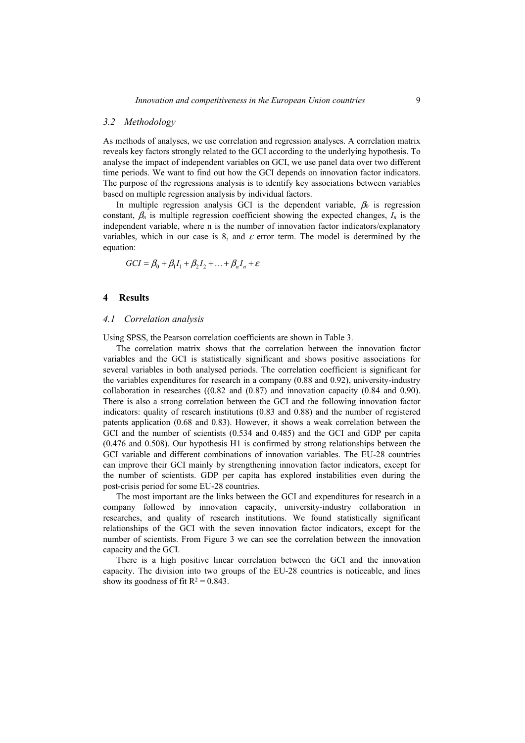### 3.2 Methodology

As methods of analyses, we use correlation and regression analyses. A correlation matrix reveals key factors strongly related to the GCI according to the underlying hypothesis. To analyse the impact of independent variables on GCI, we use panel data over two different time periods. We want to find out how the GCI depends on innovation factor indicators. The purpose of the regressions analysis is to identify key associations between variables based on multiple regression analysis by individual factors.

In multiple regression analysis GCI is the dependent variable, $\beta_0$ is regression constant, $\beta_n$ is multiple regression coefficient showing the expected changes, $I_n$ is the independent variable, where n is the number of innovation factor indicators/explanatory variables, which in our case is 8, and $\varepsilon$ error term. The model is determined by the equation:

$$GCI = \beta_0 + \beta_1 I_1 + \beta_2 I_2 + \ldots + \beta_n I_n + \varepsilon$$

## 4 Results

### 4.1 Correlation analysis

Using SPSS, the Pearson correlation coefficients are shown in Table 3.

The correlation matrix shows that the correlation between the innovation factor variables and the GCI is statistically significant and shows positive associations for several variables in both analysed periods. The correlation coefficient is significant for the variables expenditures for research in a company (0.88 and 0.92), university-industry collaboration in researches ((0.82 and (0.87) and innovation capacity (0.84 and 0.90). There is also a strong correlation between the GCI and the following innovation factor indicators: quality of research institutions (0.83 and 0.88) and the number of registered patents application (0.68 and 0.83). However, it shows a weak correlation between the GCI and the number of scientists (0.534 and 0.485) and the GCI and GDP per capita (0.476 and 0.508). Our hypothesis H1 is confirmed by strong relationships between the GCI variable and different combinations of innovation variables. The EU-28 countries can improve their GCI mainly by strengthening innovation factor indicators, except for the number of scientists. GDP per capita has explored instabilities even during the post-crisis period for some EU-28 countries.

The most important are the links between the GCI and expenditures for research in a company followed by innovation capacity, university-industry collaboration in researches, and quality of research institutions. We found statistically significant relationships of the GCI with the seven innovation factor indicators, except for the number of scientists. From Figure 3 we can see the correlation between the innovation capacity and the GCI.

There is a high positive linear correlation between the GCI and the innovation capacity. The division into two groups of the EU-28 countries is noticeable, and lines show its goodness of fit $R^2 = 0.843$.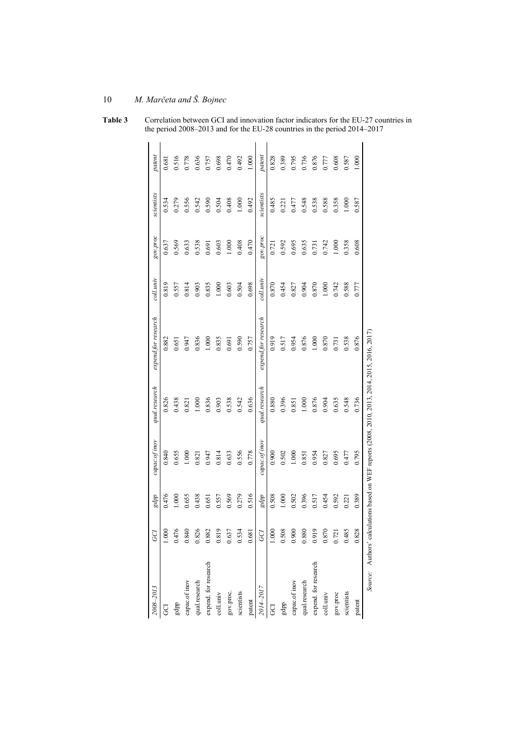**Table 3** Correlation between GCI and innovation factor indicators for the EU-27 countries in the period 2008–2013 and for the EU-28 countries in the period 2014–2017

| *2008–2013* | *GCI* | *gdpp* | *capac.of inov* | *qual.research* | *expend.for research* | *coll.univ* | *gov.proc* | *scientists* | *patent* |
|---|---|---|---|---|---|---|---|---|---|
| GCI | 1.000 | 0.476 | 0.840 | 0.826 | 0.882 | 0.819 | 0.637 | 0.534 | 0.681 |
| gdpp | 0.476 | 1.000 | 0.655 | 0.438 | 0.651 | 0.557 | 0.569 | 0.279 | 0.516 |
| capac.of inov | 0.840 | 0.655 | 1.000 | 0.821 | 0.947 | 0.814 | 0.633 | 0.556 | 0.778 |
| qual.research | 0.826 | 0.438 | 0.821 | 1.000 | 0.836 | 0.903 | 0.538 | 0.542 | 0.636 |
| expend. for research | 0.882 | 0.651 | 0.947 | 0.836 | 1.000 | 0.835 | 0.691 | 0.590 | 0.757 |
| coll.univ | 0.819 | 0.557 | 0.814 | 0.903 | 0.835 | 1.000 | 0.603 | 0.504 | 0.698 |
| gov.proc. | 0.637 | 0.569 | 0.633 | 0.538 | 0.691 | 0.603 | 1.000 | 0.408 | 0.470 |
| scientists | 0.534 | 0.279 | 0.556 | 0.542 | 0.590 | 0.504 | 0.408 | 1.000 | 0.492 |
| patent | 0.681 | 0.516 | 0.778 | 0.636 | 0.757 | 0.698 | 0.470 | 0.492 | 1.000 |
| *2014–2017* | *GCI* | *gdpp* | *capac.of inov* | *qual.research* | *expend.for research* | *coll.univ* | *gov.proc* | *scientists* | *patent* |
| GCI | 1.000 | 0.508 | 0.900 | 0.880 | 0.919 | 0.870 | 0.721 | 0.485 | 0.828 |
| gdpp | 0.508 | 1.000 | 0.502 | 0.396 | 0.517 | 0.454 | 0.592 | 0.221 | 0.389 |
| capac.of inov | 0.900 | 0.502 | 1.000 | 0.851 | 0.954 | 0.827 | 0.695 | 0.477 | 0.795 |
| qual.research | 0.880 | 0.396 | 0.851 | 1.000 | 0.876 | 0.904 | 0.635 | 0.548 | 0.736 |
| expend. for research | 0.919 | 0.517 | 0.954 | 0.876 | 1.000 | 0.870 | 0.731 | 0.538 | 0.876 |
| coll.univ | 0.870 | 0.454 | 0.827 | 0.904 | 0.870 | 1.000 | 0.742 | 0.588 | 0.777 |
| gov.proc | 0.721 | 0.592 | 0.695 | 0.635 | 0.731 | 0.742 | 1.000 | 0.358 | 0.608 |
| scientists | 0.485 | 0.221 | 0.477 | 0.548 | 0.538 | 0.588 | 0.358 | 1.000 | 0.587 |
| patent | 0.828 | 0.389 | 0.795 | 0.736 | 0.876 | 0.777 | 0.608 | 0.587 | 1.000 |

*Source:* Authors' calculations based on WEF reports (2008, 2010, 2013, 2014, 2015, 2016, 2017)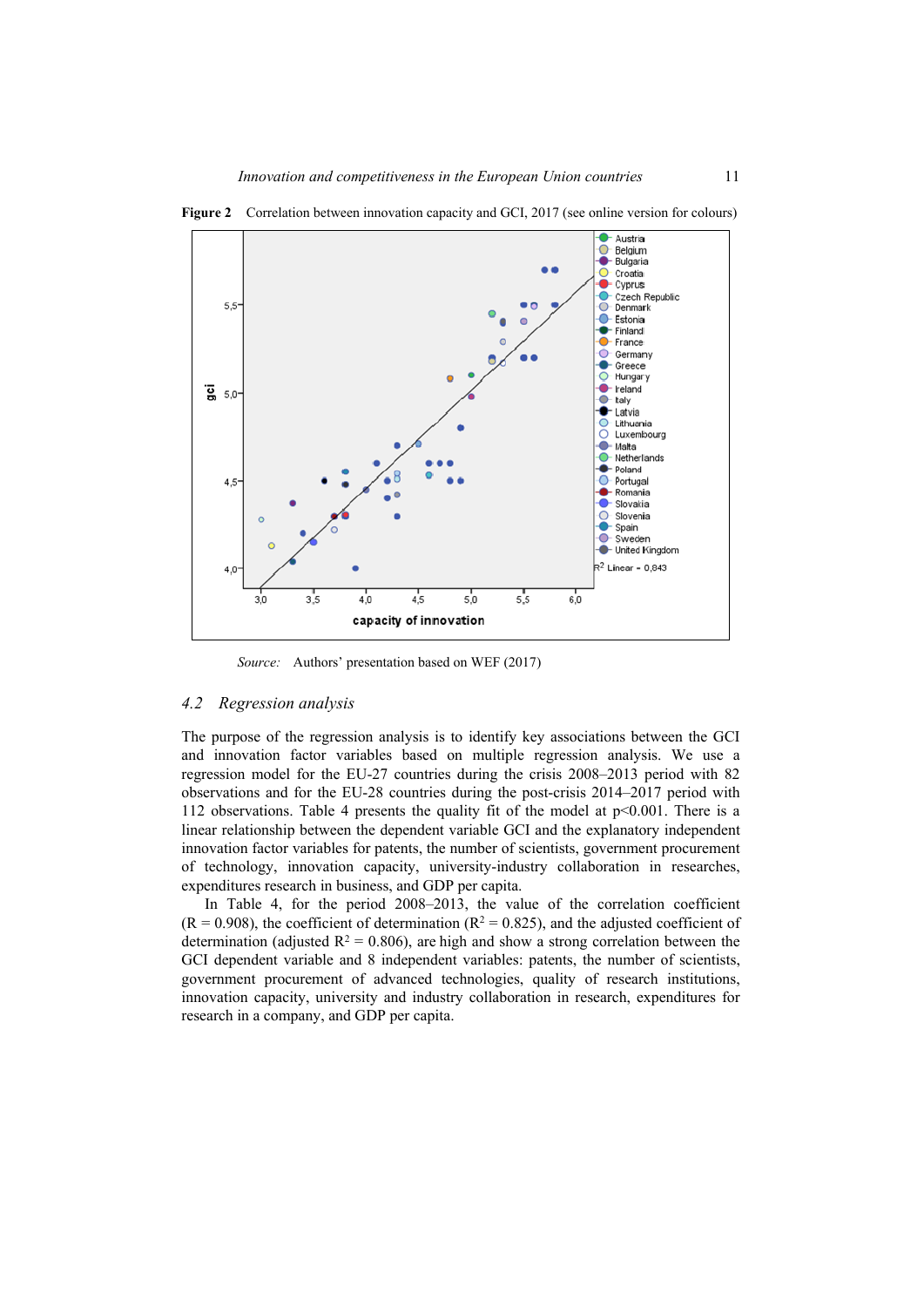**Figure 2** Correlation between innovation capacity and GCI, 2017 (see online version for colours)

*Source:* Authors' presentation based on WEF (2017)

## 4.2 *Regression analysis*

The purpose of the regression analysis is to identify key associations between the GCI and innovation factor variables based on multiple regression analysis. We use a regression model for the EU-27 countries during the crisis 2008–2013 period with 82 observations and for the EU-28 countries during the post-crisis 2014–2017 period with 112 observations. Table 4 presents the quality fit of the model at $p<0.001$. There is a linear relationship between the dependent variable GCI and the explanatory independent innovation factor variables for patents, the number of scientists, government procurement of technology, innovation capacity, university-industry collaboration in researches, expenditures research in business, and GDP per capita.

In Table 4, for the period 2008–2013, the value of the correlation coefficient ($R = 0.908$), the coefficient of determination ($R^2 = 0.825$), and the adjusted coefficient of determination (adjusted $R^2 = 0.806$), are high and show a strong correlation between the GCI dependent variable and 8 independent variables: patents, the number of scientists, government procurement of advanced technologies, quality of research institutions, innovation capacity, university and industry collaboration in research, expenditures for research in a company, and GDP per capita.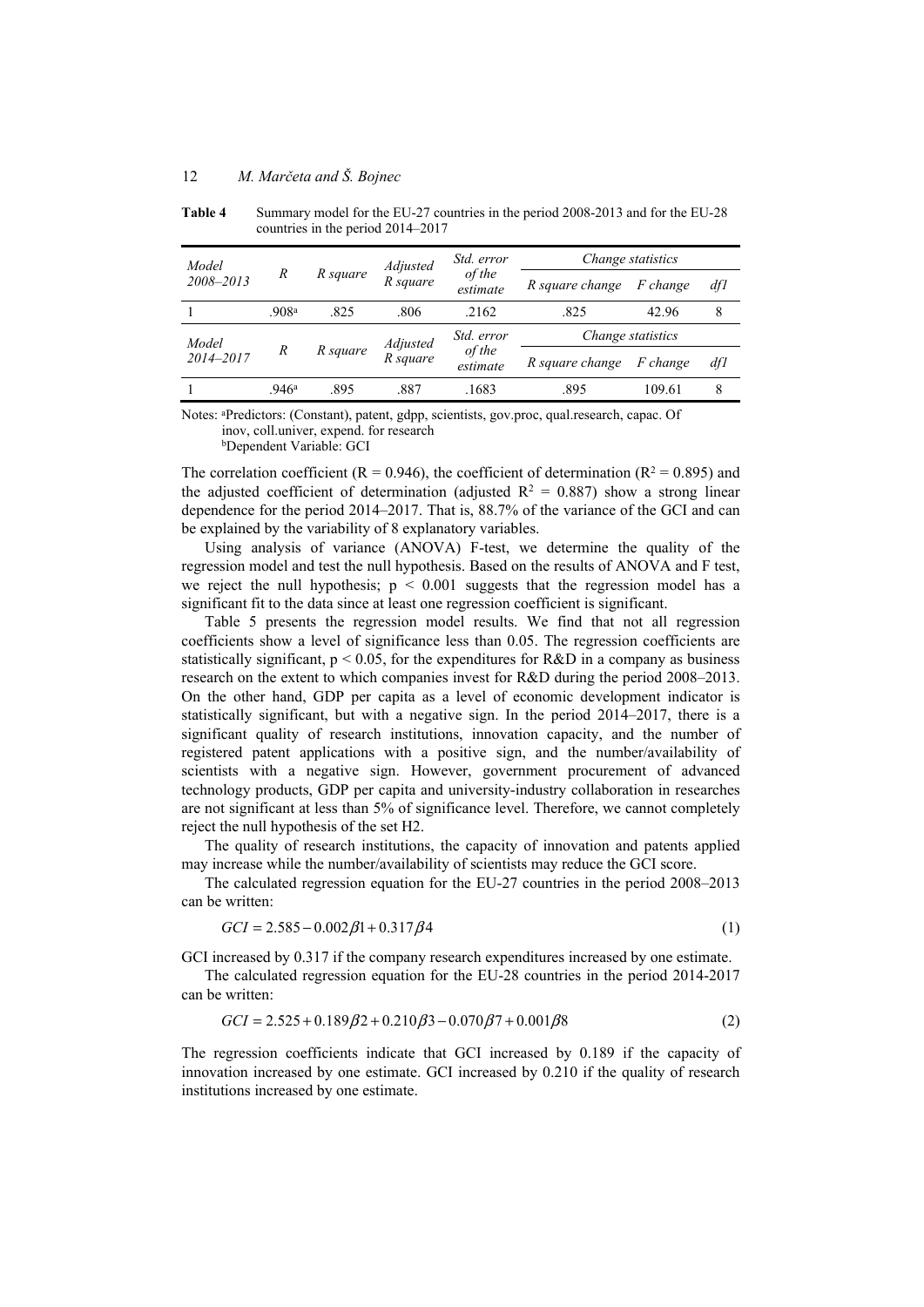**Table 4** Summary model for the EU-27 countries in the period 2008-2013 and for the EU-28 countries in the period 2014–2017

| *Model 2008–2013* | *R* | *R square* | *Adjusted R square* | *Std. error of the estimate* | *Change statistics* | | |
|---|---|---|---|---|---|---|---|
| | | | | | *R square change* | *F change* | *df1* |
| 1 | .908[a] | .825 | .806 | .2162 | .825 | 42.96 | 8 |
| *Model 2014–2017* | *R* | *R square* | *Adjusted R square* | *Std. error of the estimate* | *R square change* | *F change* | *df1* |
| 1 | .946[a] | .895 | .887 | .1683 | .895 | 109.61 | 8 |

Notes: [a]Predictors: (Constant), patent, gdpp, scientists, gov.proc, qual.research, capac. Of inov, coll.univer, expend. for research
[b]Dependent Variable: GCI

The correlation coefficient ($R = 0.946$), the coefficient of determination ($R^2 = 0.895$) and the adjusted coefficient of determination (adjusted $R^2 = 0.887$) show a strong linear dependence for the period 2014–2017. That is, 88.7% of the variance of the GCI and can be explained by the variability of 8 explanatory variables.

Using analysis of variance (ANOVA) F-test, we determine the quality of the regression model and test the null hypothesis. Based on the results of ANOVA and F test, we reject the null hypothesis; $p < 0.001$ suggests that the regression model has a significant fit to the data since at least one regression coefficient is significant.

Table 5 presents the regression model results. We find that not all regression coefficients show a level of significance less than 0.05. The regression coefficients are statistically significant, $p < 0.05$, for the expenditures for R&D in a company as business research on the extent to which companies invest for R&D during the period 2008–2013. On the other hand, GDP per capita as a level of economic development indicator is statistically significant, but with a negative sign. In the period 2014–2017, there is a significant quality of research institutions, innovation capacity, and the number of registered patent applications with a positive sign, and the number/availability of scientists with a negative sign. However, government procurement of advanced technology products, GDP per capita and university-industry collaboration in researches are not significant at less than 5% of significance level. Therefore, we cannot completely reject the null hypothesis of the set H2.

The quality of research institutions, the capacity of innovation and patents applied may increase while the number/availability of scientists may reduce the GCI score.

The calculated regression equation for the EU-27 countries in the period 2008–2013 can be written:

$$GCI = 2.585 - 0.002\beta 1 + 0.317\beta 4 \tag{1}$$

GCI increased by 0.317 if the company research expenditures increased by one estimate.

The calculated regression equation for the EU-28 countries in the period 2014-2017 can be written:

$$GCI = 2.525 + 0.189\beta 2 + 0.210\beta 3 - 0.070\beta 7 + 0.001\beta 8 \tag{2}$$

The regression coefficients indicate that GCI increased by 0.189 if the capacity of innovation increased by one estimate. GCI increased by 0.210 if the quality of research institutions increased by one estimate.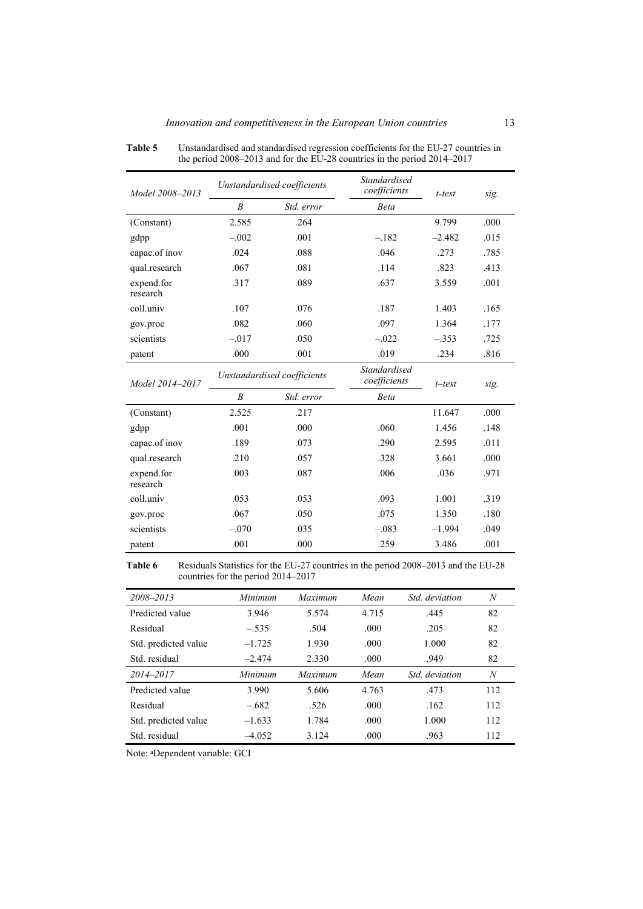**Table 5** Unstandardised and standardised regression coefficients for the EU-27 countries in the period 2008–2013 and for the EU-28 countries in the period 2014–2017

| *Model 2008–2013* | *Unstandardised coefficients* | | *Standardised coefficients* | *t-test* | *sig.* |
|---|---|---|---|---|---|
| | *B* | *Std. error* | *Beta* | | |
| (Constant) | 2.585 | .264 | | 9.799 | .000 |
| gdpp | –.002 | .001 | –.182 | –2.482 | .015 |
| capac.of inov | .024 | .088 | .046 | .273 | .785 |
| qual.research | .067 | .081 | .114 | .823 | .413 |
| expend.for research | .317 | .089 | .637 | 3.559 | .001 |
| coll.univ | .107 | .076 | .187 | 1.403 | .165 |
| gov.proc | .082 | .060 | .097 | 1.364 | .177 |
| scientists | –.017 | .050 | –.022 | –.353 | .725 |
| patent | .000 | .001 | .019 | .234 | .816 |
| *Model 2014–2017* | *Unstandardised coefficients* | | *Standardised coefficients* | *t–test* | *sig.* |
| | *B* | *Std. error* | *Beta* | | |
| (Constant) | 2.525 | .217 | | 11.647 | .000 |
| gdpp | .001 | .000 | .060 | 1.456 | .148 |
| capac.of inov | .189 | .073 | .290 | 2.595 | .011 |
| qual.research | .210 | .057 | .328 | 3.661 | .000 |
| expend.for research | .003 | .087 | .006 | .036 | .971 |
| coll.univ | .053 | .053 | .093 | 1.001 | .319 |
| gov.proc | .067 | .050 | .075 | 1.350 | .180 |
| scientists | –.070 | .035 | –.083 | –1.994 | .049 |
| patent | .001 | .000 | .259 | 3.486 | .001 |

**Table 6** Residuals Statistics for the EU-27 countries in the period 2008–2013 and the EU-28 countries for the period 2014–2017

| *2008–2013* | *Minimum* | *Maximum* | *Mean* | *Std. deviation* | *N* |
|---|---|---|---|---|---|
| Predicted value | 3.946 | 5.574 | 4.715 | .445 | 82 |
| Residual | –.535 | .504 | .000 | .205 | 82 |
| Std. predicted value | –1.725 | 1.930 | .000 | 1.000 | 82 |
| Std. residual | –2.474 | 2.330 | .000 | .949 | 82 |
| *2014–2017* | *Minimum* | *Maximum* | *Mean* | *Std. deviation* | *N* |
| Predicted value | 3.990 | 5.606 | 4.763 | .473 | 112 |
| Residual | –.682 | .526 | .000 | .162 | 112 |
| Std. predicted value | –1.633 | 1.784 | .000 | 1.000 | 112 |
| Std. residual | –4.052 | 3.124 | .000 | .963 | 112 |

Note: [a]Dependent variable: GCI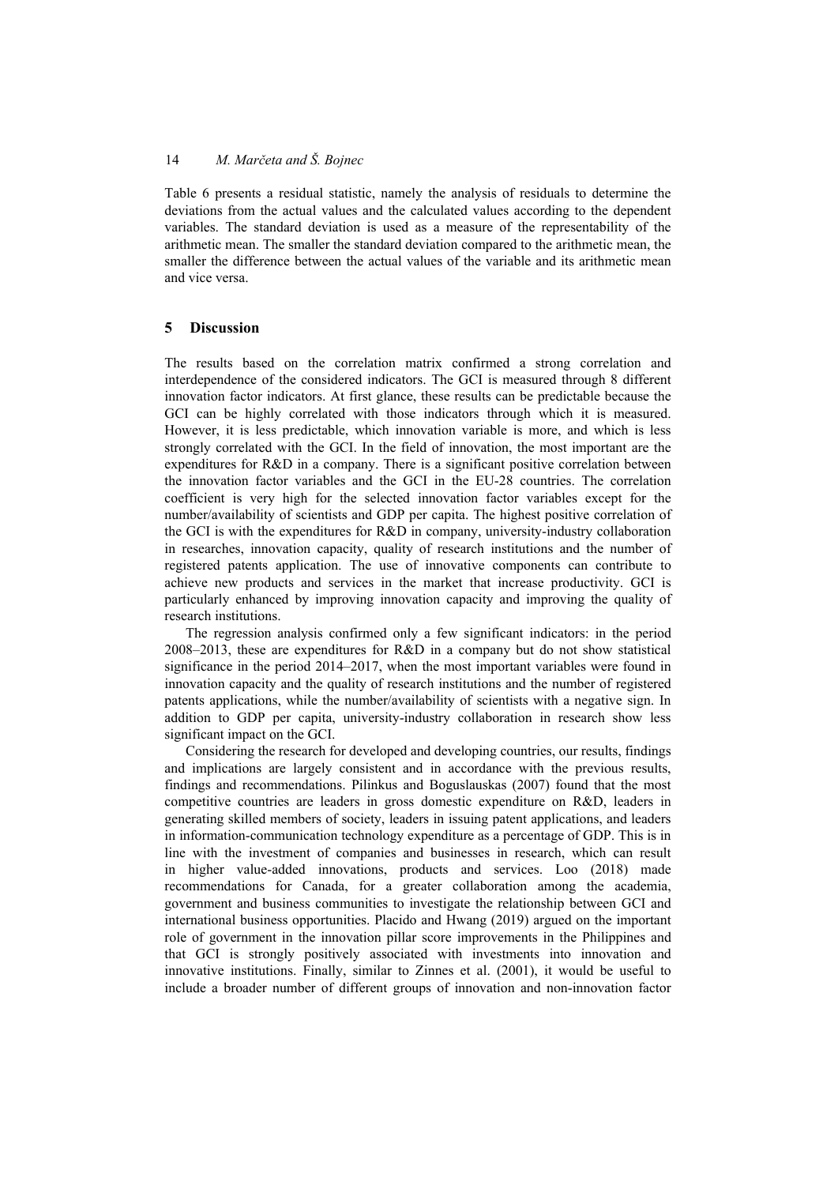Table 6 presents a residual statistic, namely the analysis of residuals to determine the deviations from the actual values and the calculated values according to the dependent variables. The standard deviation is used as a measure of the representability of the arithmetic mean. The smaller the standard deviation compared to the arithmetic mean, the smaller the difference between the actual values of the variable and its arithmetic mean and vice versa.

## 5 Discussion

The results based on the correlation matrix confirmed a strong correlation and interdependence of the considered indicators. The GCI is measured through 8 different innovation factor indicators. At first glance, these results can be predictable because the GCI can be highly correlated with those indicators through which it is measured. However, it is less predictable, which innovation variable is more, and which is less strongly correlated with the GCI. In the field of innovation, the most important are the expenditures for R&D in a company. There is a significant positive correlation between the innovation factor variables and the GCI in the EU-28 countries. The correlation coefficient is very high for the selected innovation factor variables except for the number/availability of scientists and GDP per capita. The highest positive correlation of the GCI is with the expenditures for R&D in company, university-industry collaboration in researches, innovation capacity, quality of research institutions and the number of registered patents application. The use of innovative components can contribute to achieve new products and services in the market that increase productivity. GCI is particularly enhanced by improving innovation capacity and improving the quality of research institutions.

The regression analysis confirmed only a few significant indicators: in the period 2008–2013, these are expenditures for R&D in a company but do not show statistical significance in the period 2014–2017, when the most important variables were found in innovation capacity and the quality of research institutions and the number of registered patents applications, while the number/availability of scientists with a negative sign. In addition to GDP per capita, university-industry collaboration in research show less significant impact on the GCI.

Considering the research for developed and developing countries, our results, findings and implications are largely consistent and in accordance with the previous results, findings and recommendations. Pilinkus and Boguslauskas (2007) found that the most competitive countries are leaders in gross domestic expenditure on R&D, leaders in generating skilled members of society, leaders in issuing patent applications, and leaders in information-communication technology expenditure as a percentage of GDP. This is in line with the investment of companies and businesses in research, which can result in higher value-added innovations, products and services. Loo (2018) made recommendations for Canada, for a greater collaboration among the academia, government and business communities to investigate the relationship between GCI and international business opportunities. Placido and Hwang (2019) argued on the important role of government in the innovation pillar score improvements in the Philippines and that GCI is strongly positively associated with investments into innovation and innovative institutions. Finally, similar to Zinnes et al. (2001), it would be useful to include a broader number of different groups of innovation and non-innovation factor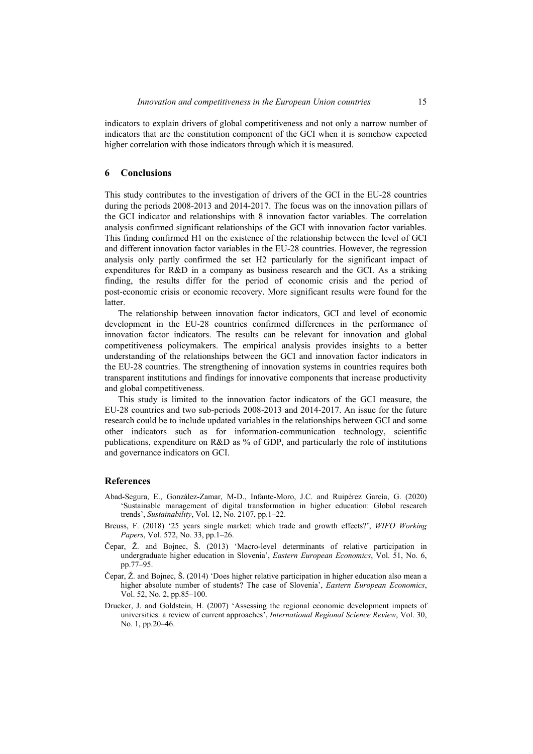indicators to explain drivers of global competitiveness and not only a narrow number of indicators that are the constitution component of the GCI when it is somehow expected higher correlation with those indicators through which it is measured.

## 6 Conclusions

This study contributes to the investigation of drivers of the GCI in the EU-28 countries during the periods 2008-2013 and 2014-2017. The focus was on the innovation pillars of the GCI indicator and relationships with 8 innovation factor variables. The correlation analysis confirmed significant relationships of the GCI with innovation factor variables. This finding confirmed H1 on the existence of the relationship between the level of GCI and different innovation factor variables in the EU-28 countries. However, the regression analysis only partly confirmed the set H2 particularly for the significant impact of expenditures for R&D in a company as business research and the GCI. As a striking finding, the results differ for the period of economic crisis and the period of post-economic crisis or economic recovery. More significant results were found for the latter.

The relationship between innovation factor indicators, GCI and level of economic development in the EU-28 countries confirmed differences in the performance of innovation factor indicators. The results can be relevant for innovation and global competitiveness policymakers. The empirical analysis provides insights to a better understanding of the relationships between the GCI and innovation factor indicators in the EU-28 countries. The strengthening of innovation systems in countries requires both transparent institutions and findings for innovative components that increase productivity and global competitiveness.

This study is limited to the innovation factor indicators of the GCI measure, the EU-28 countries and two sub-periods 2008-2013 and 2014-2017. An issue for the future research could be to include updated variables in the relationships between GCI and some other indicators such as for information-communication technology, scientific publications, expenditure on R&D as % of GDP, and particularly the role of institutions and governance indicators on GCI.

## References

Abad-Segura, E., González-Zamar, M-D., Infante-Moro, J.C. and Ruipérez García, G. (2020) 'Sustainable management of digital transformation in higher education: Global research trends', *Sustainability*, Vol. 12, No. 2107, pp.1–22.

Breuss, F. (2018) '25 years single market: which trade and growth effects?', *WIFO Working Papers*, Vol. 572, No. 33, pp.1–26.

Čepar, Ž. and Bojnec, Š. (2013) 'Macro-level determinants of relative participation in undergraduate higher education in Slovenia', *Eastern European Economics*, Vol. 51, No. 6, pp.77–95.

Čepar, Ž. and Bojnec, Š. (2014) 'Does higher relative participation in higher education also mean a higher absolute number of students? The case of Slovenia', *Eastern European Economics*, Vol. 52, No. 2, pp.85–100.

Drucker, J. and Goldstein, H. (2007) 'Assessing the regional economic development impacts of universities: a review of current approaches', *International Regional Science Review*, Vol. 30, No. 1, pp.20–46.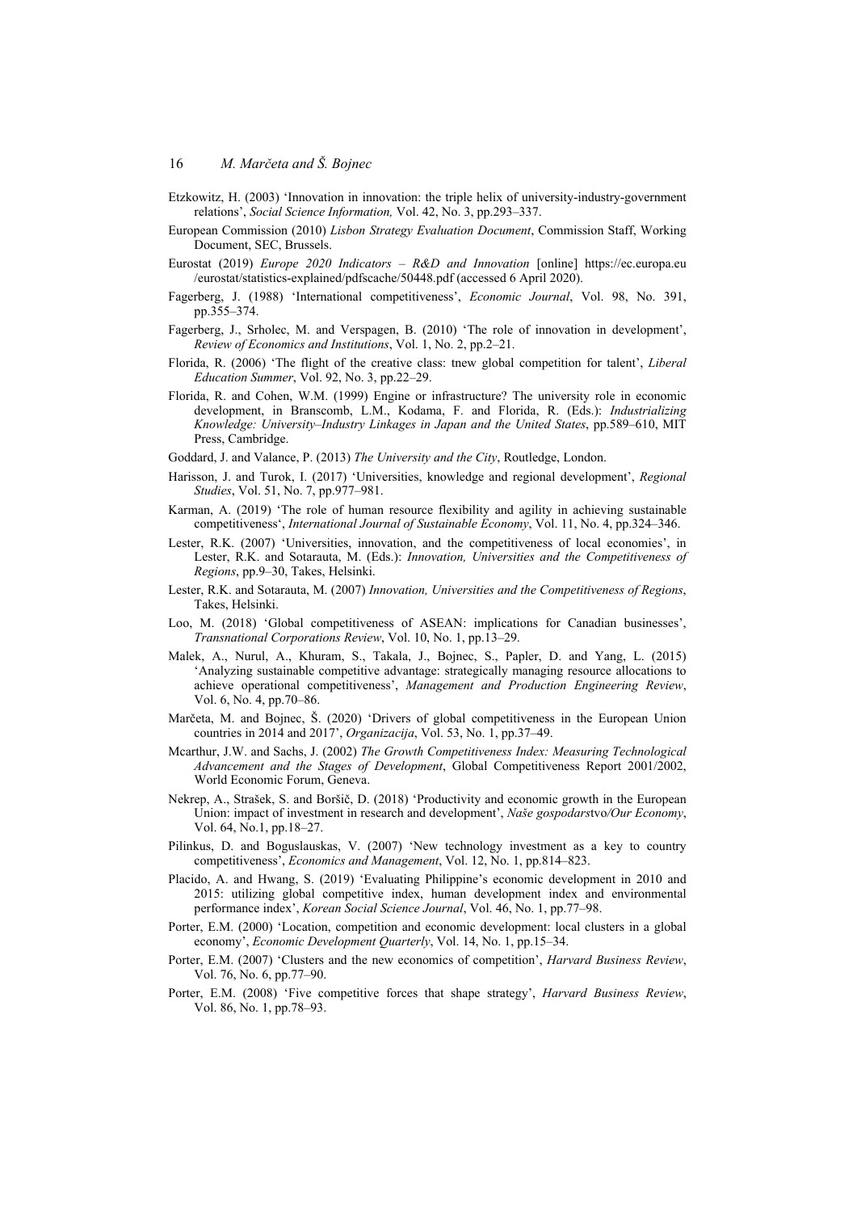Etzkowitz, H. (2003) 'Innovation in innovation: the triple helix of university-industry-government relations', *Social Science Information,* Vol. 42, No. 3, pp.293–337.

European Commission (2010) *Lisbon Strategy Evaluation Document*, Commission Staff, Working Document, SEC, Brussels.

Eurostat (2019) *Europe 2020 Indicators – R&D and Innovation* [online] https://ec.europa.eu /eurostat/statistics-explained/pdfscache/50448.pdf (accessed 6 April 2020).

Fagerberg, J. (1988) 'International competitiveness', *Economic Journal*, Vol. 98, No. 391, pp.355–374.

Fagerberg, J., Srholec, M. and Verspagen, B. (2010) 'The role of innovation in development', *Review of Economics and Institutions*, Vol. 1, No. 2, pp.2–21.

Florida, R. (2006) 'The flight of the creative class: tnew global competition for talent', *Liberal Education Summer*, Vol. 92, No. 3, pp.22–29.

Florida, R. and Cohen, W.M. (1999) Engine or infrastructure? The university role in economic development, in Branscomb, L.M., Kodama, F. and Florida, R. (Eds.): *Industrializing Knowledge: University–Industry Linkages in Japan and the United States*, pp.589–610, MIT Press, Cambridge.

Goddard, J. and Valance, P. (2013) *The University and the City*, Routledge, London.

Harisson, J. and Turok, I. (2017) 'Universities, knowledge and regional development', *Regional Studies*, Vol. 51, No. 7, pp.977–981.

Karman, A. (2019) 'The role of human resource flexibility and agility in achieving sustainable competitiveness', *International Journal of Sustainable Economy*, Vol. 11, No. 4, pp.324–346.

Lester, R.K. (2007) 'Universities, innovation, and the competitiveness of local economies', in Lester, R.K. and Sotarauta, M. (Eds.): *Innovation, Universities and the Competitiveness of Regions*, pp.9–30, Takes, Helsinki.

Lester, R.K. and Sotarauta, M. (2007) *Innovation, Universities and the Competitiveness of Regions*, Takes, Helsinki.

Loo, M. (2018) 'Global competitiveness of ASEAN: implications for Canadian businesses', *Transnational Corporations Review*, Vol. 10, No. 1, pp.13–29.

Malek, A., Nurul, A., Khuram, S., Takala, J., Bojnec, S., Papler, D. and Yang, L. (2015) 'Analyzing sustainable competitive advantage: strategically managing resource allocations to achieve operational competitiveness', *Management and Production Engineering Review*, Vol. 6, No. 4, pp.70–86.

Marčeta, M. and Bojnec, Š. (2020) 'Drivers of global competitiveness in the European Union countries in 2014 and 2017', *Organizacija*, Vol. 53, No. 1, pp.37–49.

Mcarthur, J.W. and Sachs, J. (2002) *The Growth Competitiveness Index: Measuring Technological Advancement and the Stages of Development*, Global Competitiveness Report 2001/2002, World Economic Forum, Geneva.

Nekrep, A., Strašek, S. and Boršič, D. (2018) 'Productivity and economic growth in the European Union: impact of investment in research and development', *Naše gospodarstvo/Our Economy*, Vol. 64, No.1, pp.18–27.

Pilinkus, D. and Boguslauskas, V. (2007) 'New technology investment as a key to country competitiveness', *Economics and Management*, Vol. 12, No. 1, pp.814–823.

Placido, A. and Hwang, S. (2019) 'Evaluating Philippine's economic development in 2010 and 2015: utilizing global competitive index, human development index and environmental performance index', *Korean Social Science Journal*, Vol. 46, No. 1, pp.77–98.

Porter, E.M. (2000) 'Location, competition and economic development: local clusters in a global economy', *Economic Development Quarterly*, Vol. 14, No. 1, pp.15–34.

Porter, E.M. (2007) 'Clusters and the new economics of competition', *Harvard Business Review*, Vol. 76, No. 6, pp.77–90.

Porter, E.M. (2008) 'Five competitive forces that shape strategy', *Harvard Business Review*, Vol. 86, No. 1, pp.78–93.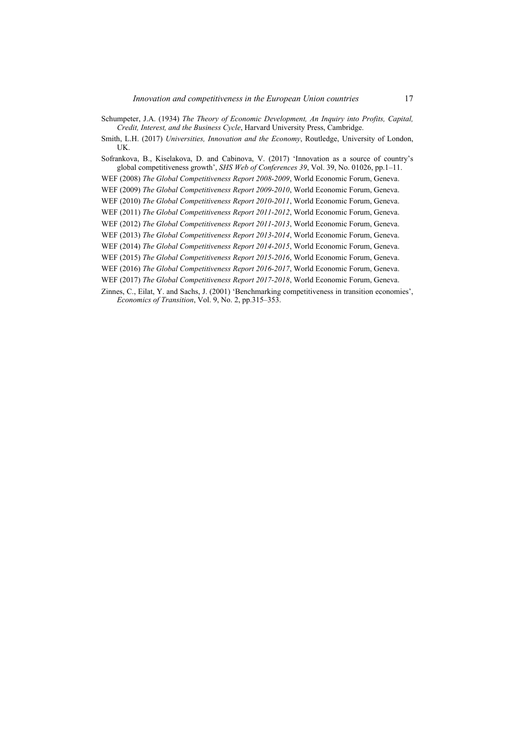Schumpeter, J.A. (1934) *The Theory of Economic Development, An Inquiry into Profits, Capital, Credit, Interest, and the Business Cycle*, Harvard University Press, Cambridge.

Smith, L.H. (2017) *Universities, Innovation and the Economy*, Routledge, University of London, UK.

Sofrankova, B., Kiselakova, D. and Cabinova, V. (2017) 'Innovation as a source of country's global competitiveness growth', *SHS Web of Conferences 39*, Vol. 39, No. 01026, pp.1–11.

WEF (2008) *The Global Competitiveness Report 2008-2009*, World Economic Forum, Geneva.

WEF (2009) *The Global Competitiveness Report 2009-2010*, World Economic Forum, Geneva.

WEF (2010) *The Global Competitiveness Report 2010-2011*, World Economic Forum, Geneva.

WEF (2011) *The Global Competitiveness Report 2011-2012*, World Economic Forum, Geneva.

WEF (2012) *The Global Competitiveness Report 2011-2013*, World Economic Forum, Geneva.

WEF (2013) *The Global Competitiveness Report 2013-2014*, World Economic Forum, Geneva.

WEF (2014) *The Global Competitiveness Report 2014-2015*, World Economic Forum, Geneva.

WEF (2015) *The Global Competitiveness Report 2015-2016*, World Economic Forum, Geneva.

WEF (2016) *The Global Competitiveness Report 2016-2017*, World Economic Forum, Geneva.

WEF (2017) *The Global Competitiveness Report 2017-2018*, World Economic Forum, Geneva.

Zinnes, C., Eilat, Y. and Sachs, J. (2001) 'Benchmarking competitiveness in transition economies', *Economics of Transition*, Vol. 9, No. 2, pp.315–353.